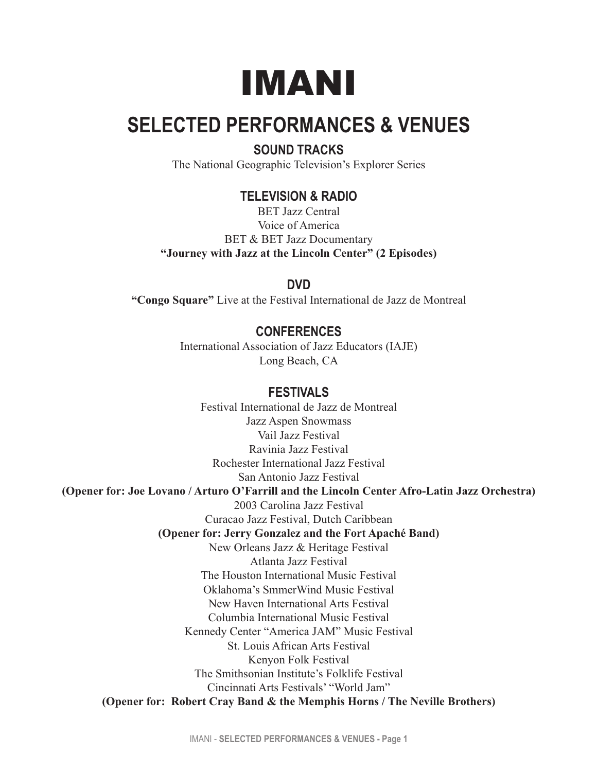# IMANI

## SELECTED PERFORMANCES & VENUES

### SOUND TRACKS

The National Geographic Television's Explorer Series

### TELEVISION & RADIO

BET Jazz Central
Voice of America
BET & BET Jazz Documentary
**"Journey with Jazz at the Lincoln Center" (2 Episodes)**

### DVD

**"Congo Square"** Live at the Festival International de Jazz de Montreal

### CONFERENCES

International Association of Jazz Educators (IAJE)
Long Beach, CA

### FESTIVALS

Festival International de Jazz de Montreal
Jazz Aspen Snowmass
Vail Jazz Festival
Ravinia Jazz Festival
Rochester International Jazz Festival
San Antonio Jazz Festival
**(Opener for: Joe Lovano / Arturo O'Farrill and the Lincoln Center Afro-Latin Jazz Orchestra)**
2003 Carolina Jazz Festival
Curacao Jazz Festival, Dutch Caribbean
**(Opener for: Jerry Gonzalez and the Fort Apaché Band)**
New Orleans Jazz & Heritage Festival
Atlanta Jazz Festival
The Houston International Music Festival
Oklahoma's SmmerWind Music Festival
New Haven International Arts Festival
Columbia International Music Festival
Kennedy Center "America JAM" Music Festival
St. Louis African Arts Festival
Kenyon Folk Festival
The Smithsonian Institute's Folklife Festival
Cincinnati Arts Festivals' "World Jam"
**(Opener for: Robert Cray Band & the Memphis Horns / The Neville Brothers)**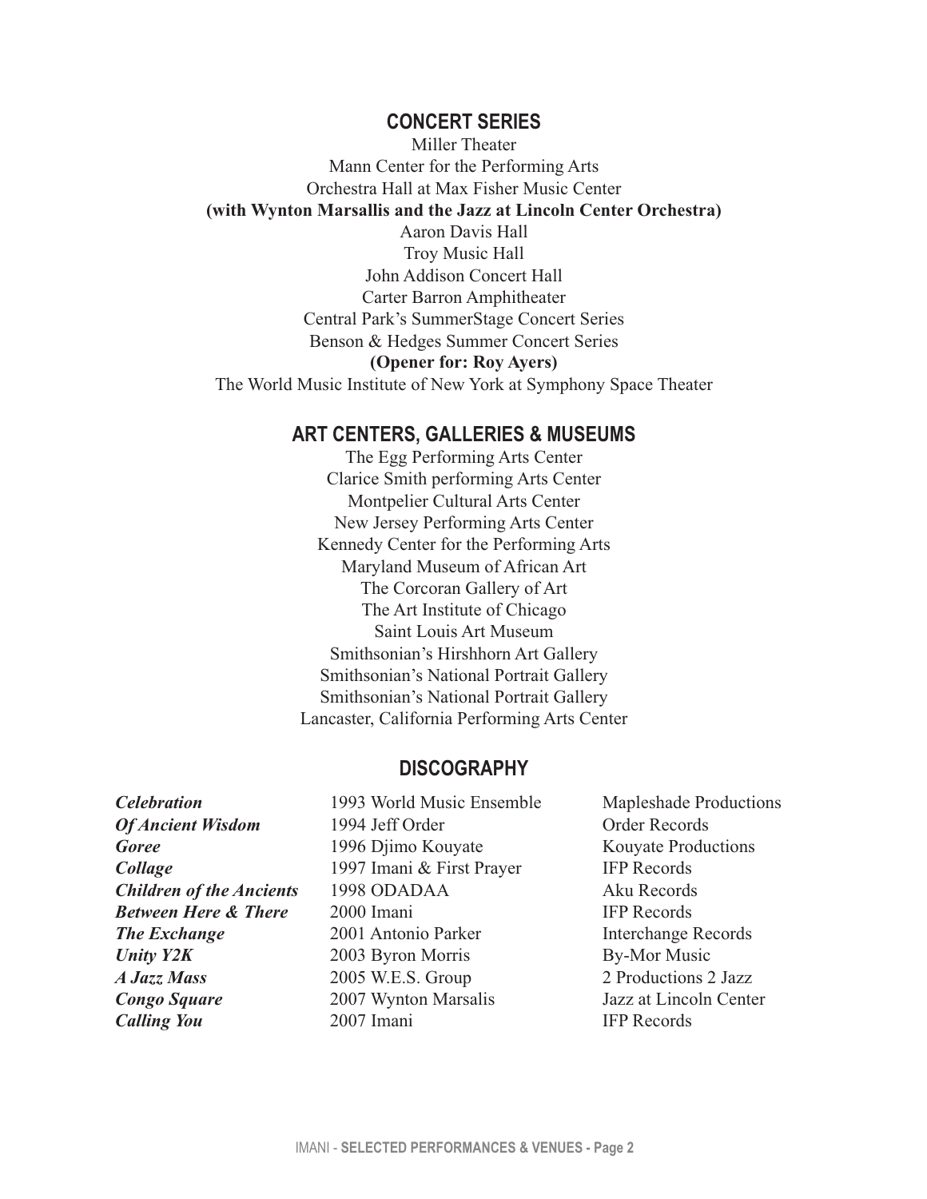## CONCERT SERIES

Miller Theater
Mann Center for the Performing Arts
Orchestra Hall at Max Fisher Music Center
**(with Wynton Marsallis and the Jazz at Lincoln Center Orchestra)**
Aaron Davis Hall
Troy Music Hall
John Addison Concert Hall
Carter Barron Amphitheater
Central Park's SummerStage Concert Series
Benson & Hedges Summer Concert Series
**(Opener for: Roy Ayers)**
The World Music Institute of New York at Symphony Space Theater

## ART CENTERS, GALLERIES & MUSEUMS

The Egg Performing Arts Center
Clarice Smith performing Arts Center
Montpelier Cultural Arts Center
New Jersey Performing Arts Center
Kennedy Center for the Performing Arts
Maryland Museum of African Art
The Corcoran Gallery of Art
The Art Institute of Chicago
Saint Louis Art Museum
Smithsonian's Hirshhorn Art Gallery
Smithsonian's National Portrait Gallery
Smithsonian's National Portrait Gallery
Lancaster, California Performing Arts Center

## DISCOGRAPHY

| | | |
|---|---|---|
| ***Celebration*** | 1993 World Music Ensemble | Mapleshade Productions |
| ***Of Ancient Wisdom*** | 1994 Jeff Order | Order Records |
| ***Goree*** | 1996 Djimo Kouyate | Kouyate Productions |
| ***Collage*** | 1997 Imani & First Prayer | IFP Records |
| ***Children of the Ancients*** | 1998 ODADAA | Aku Records |
| ***Between Here & There*** | 2000 Imani | IFP Records |
| ***The Exchange*** | 2001 Antonio Parker | Interchange Records |
| ***Unity Y2K*** | 2003 Byron Morris | By-Mor Music |
| ***A Jazz Mass*** | 2005 W.E.S. Group | 2 Productions 2 Jazz |
| ***Congo Square*** | 2007 Wynton Marsalis | Jazz at Lincoln Center |
| ***Calling You*** | 2007 Imani | IFP Records |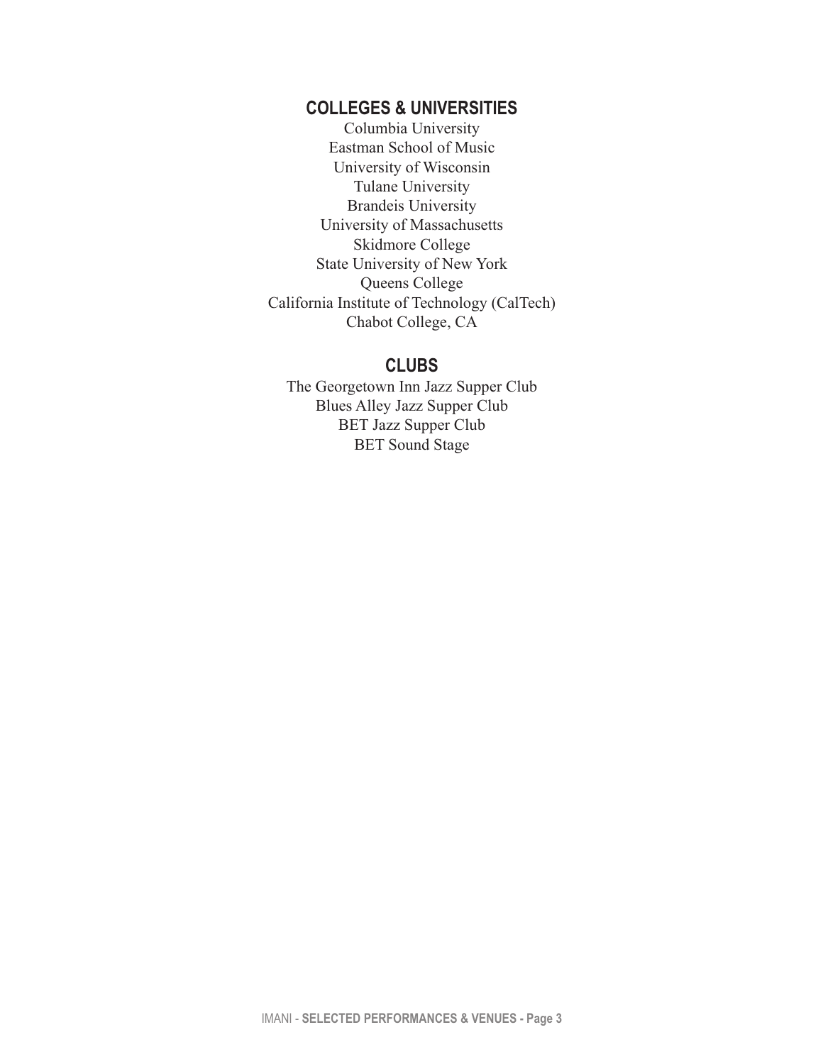## COLLEGES & UNIVERSITIES

Columbia University
Eastman School of Music
University of Wisconsin
Tulane University
Brandeis University
University of Massachusetts
Skidmore College
State University of New York
Queens College
California Institute of Technology (CalTech)
Chabot College, CA

## CLUBS

The Georgetown Inn Jazz Supper Club
Blues Alley Jazz Supper Club
BET Jazz Supper Club
BET Sound Stage